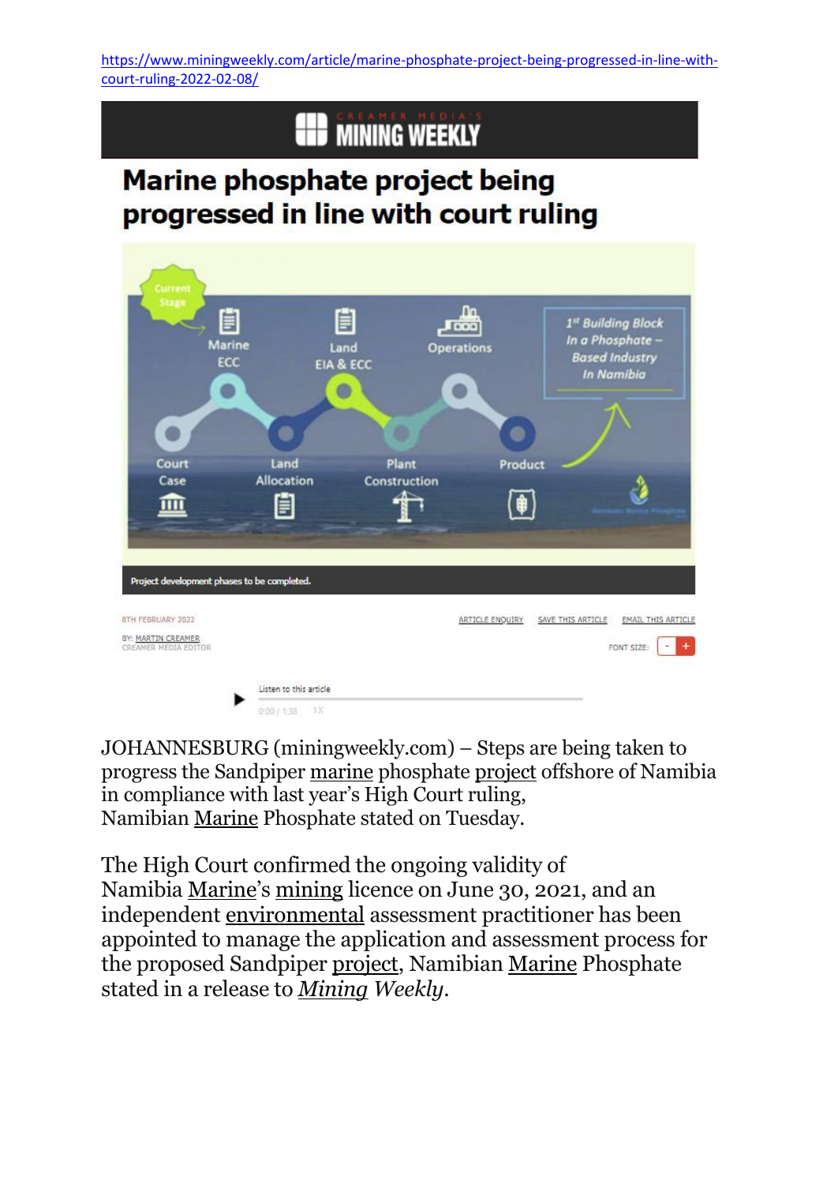https://www.miningweekly.com/article/marine-phosphate-project-being-progressed-in-line-with-court-ruling-2022-02-08/

CREAMER MEDIA'S MINING WEEKLY

# Marine phosphate project being progressed in line with court ruling

Project development phases to be completed.

8TH FEBRUARY 2022

BY: MARTIN CREAMER
CREAMER MEDIA EDITOR

ARTICLE ENQUIRY SAVE THIS ARTICLE EMAIL THIS ARTICLE

FONT SIZE: - +

Listen to this article

0:00 / 1:38 1X

JOHANNESBURG (miningweekly.com) – Steps are being taken to progress the Sandpiper marine phosphate project offshore of Namibia in compliance with last year's High Court ruling, Namibian Marine Phosphate stated on Tuesday.

The High Court confirmed the ongoing validity of Namibia Marine's mining licence on June 30, 2021, and an independent environmental assessment practitioner has been appointed to manage the application and assessment process for the proposed Sandpiper project, Namibian Marine Phosphate stated in a release to *Mining Weekly*.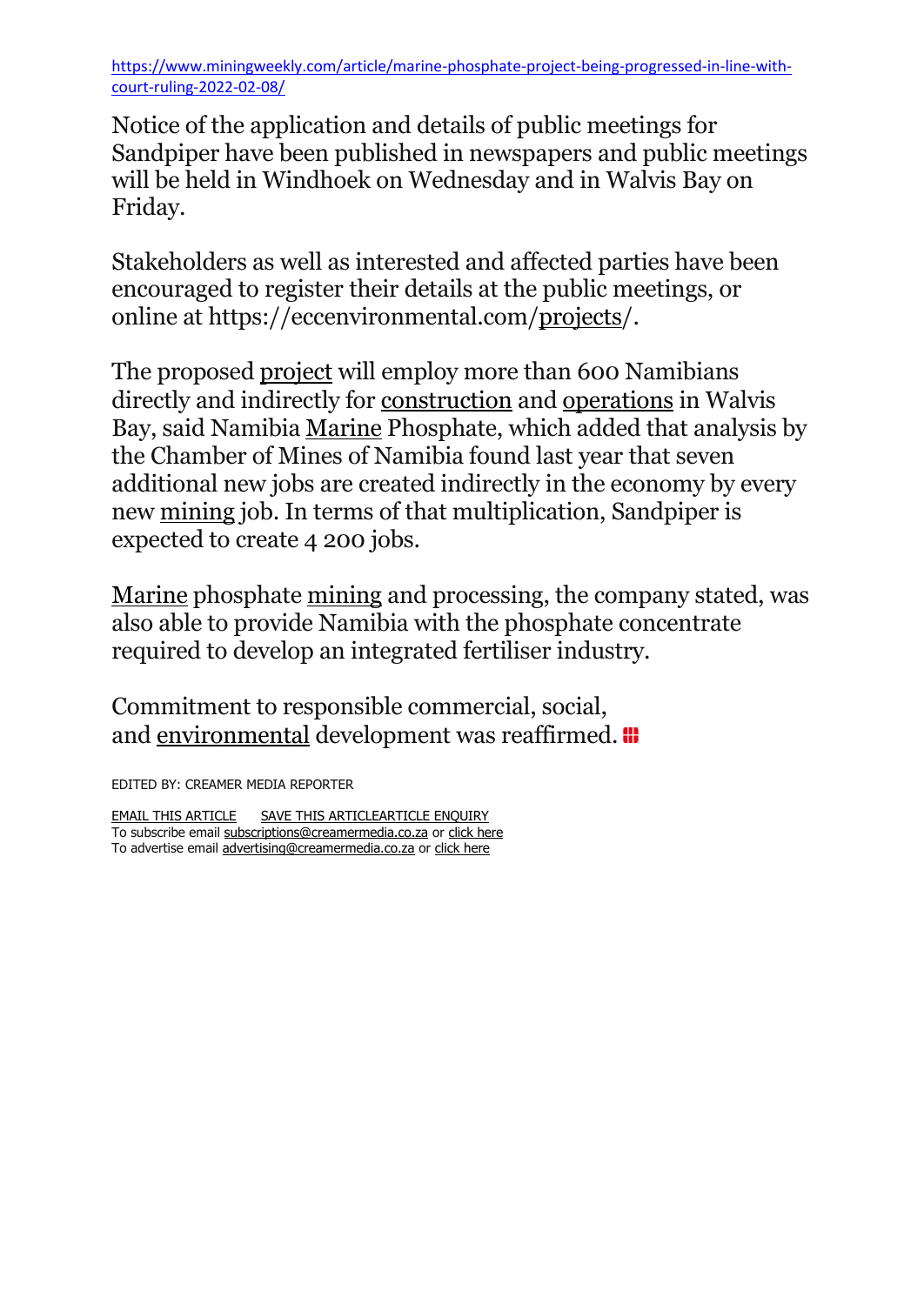https://www.miningweekly.com/article/marine-phosphate-project-being-progressed-in-line-with-court-ruling-2022-02-08/

Notice of the application and details of public meetings for Sandpiper have been published in newspapers and public meetings will be held in Windhoek on Wednesday and in Walvis Bay on Friday.

Stakeholders as well as interested and affected parties have been encouraged to register their details at the public meetings, or online at https://eccenvironmental.com/projects/.

The proposed project will employ more than 600 Namibians directly and indirectly for construction and operations in Walvis Bay, said Namibia Marine Phosphate, which added that analysis by the Chamber of Mines of Namibia found last year that seven additional new jobs are created indirectly in the economy by every new mining job. In terms of that multiplication, Sandpiper is expected to create 4 200 jobs.

Marine phosphate mining and processing, the company stated, was also able to provide Namibia with the phosphate concentrate required to develop an integrated fertiliser industry.

Commitment to responsible commercial, social, and environmental development was reaffirmed.

EDITED BY: CREAMER MEDIA REPORTER

EMAIL THIS ARTICLE SAVE THIS ARTICLE ARTICLE ENQUIRY
To subscribe email subscriptions@creamermedia.co.za or click here
To advertise email advertising@creamermedia.co.za or click here